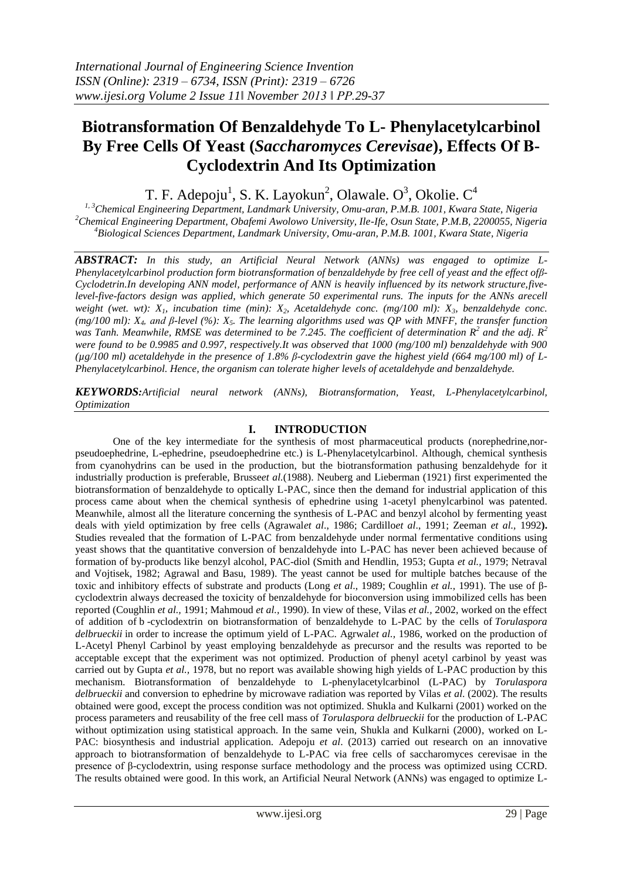# Biotransformation Of Benzaldehyde To L- Phenylacetylcarbinol By Free Cells Of Yeast (*Saccharomyces Cerevisae*), Effects Of B-Cyclodextrin And Its Optimization

T. F. Adepoju[1], S. K. Layokun[2], Olawale. O[3], Okolie. C[4]

[1, 3]Chemical Engineering Department, Landmark University, Omu-aran, P.M.B. 1001, Kwara State, Nigeria
[2]Chemical Engineering Department, Obafemi Awolowo University, Ile-Ife, Osun State, P.M.B, 2200055, Nigeria
[4]Biological Sciences Department, Landmark University, Omu-aran, P.M.B. 1001, Kwara State, Nigeria

***ABSTRACT:*** *In this study, an Artificial Neural Network (ANNs) was engaged to optimize L-Phenylacetylcarbinol production form biotransformation of benzaldehyde by free cell of yeast and the effect ofβ-Cyclodetrin.In developing ANN model, performance of ANN is heavily influenced by its network structure,five-level-five-factors design was applied, which generate 50 experimental runs. The inputs for the ANNs arecell weight (wet. wt): $X_1$, incubation time (min): $X_2$, Acetaldehyde conc. (mg/100 ml): $X_3$, benzaldehyde conc. (mg/100 ml): $X_4$, and β-level (%): $X_5$. The learning algorithms used was QP with MNFF, the transfer function was Tanh. Meanwhile, RMSE was determined to be 7.245. The coefficient of determination $R^2$ and the adj. $R^2$ were found to be 0.9985 and 0.997, respectively.It was observed that 1000 (mg/100 ml) benzaldehyde with 900 (μg/100 ml) acetaldehyde in the presence of 1.8% β-cyclodextrin gave the highest yield (664 mg/100 ml) of L-Phenylacetylcarbinol. Hence, the organism can tolerate higher levels of acetaldehyde and benzaldehyde.*

***KEYWORDS:****Artificial neural network (ANNs), Biotransformation, Yeast, L-Phenylacetylcarbinol, Optimization*

## I. INTRODUCTION

One of the key intermediate for the synthesis of most pharmaceutical products (norephedrine,nor-pseudoephedrine, L-ephedrine, pseudoephedrine etc.) is L-Phenylacetylcarbinol. Although, chemical synthesis from cyanohydrins can be used in the production, but the biotransformation pathusing benzaldehyde for it industrially production is preferable, Brusse*et al.*(1988). Neuberg and Lieberman (1921) first experimented the biotransformation of benzaldehyde to optically L-PAC, since then the demand for industrial application of this process came about when the chemical synthesis of ephedrine using 1-acetyl phenylcarbinol was patented. Meanwhile, almost all the literature concerning the synthesis of L-PAC and benzyl alcohol by fermenting yeast deals with yield optimization by free cells (Agrawal*et al*., 1986; Cardillo*et al*., 1991; Zeeman *et al.,* 1992**).** Studies revealed that the formation of L-PAC from benzaldehyde under normal fermentative conditions using yeast shows that the quantitative conversion of benzaldehyde into L-PAC has never been achieved because of formation of by-products like benzyl alcohol, PAC-diol (Smith and Hendlin, 1953; Gupta *et al.,* 1979; Netraval and Vojtisek, 1982; Agrawal and Basu, 1989). The yeast cannot be used for multiple batches because of the toxic and inhibitory effects of substrate and products (Long *et al*., 1989; Coughlin *et al.,* 1991). The use of β-cyclodextrin always decreased the toxicity of benzaldehyde for bioconversion using immobilized cells has been reported (Coughlin *et al.,* 1991; Mahmoud *et al.,* 1990). In view of these, Vilas *et al.,* 2002, worked on the effect of addition of b -cyclodextrin on biotransformation of benzaldehyde to L-PAC by the cells of *Torulaspora delbrueckii* in order to increase the optimum yield of L-PAC. Agrwal*et al.,* 1986, worked on the production of L-Acetyl Phenyl Carbinol by yeast employing benzaldehyde as precursor and the results was reported to be acceptable except that the experiment was not optimized. Production of phenyl acetyl carbinol by yeast was carried out by Gupta *et al.,* 1978, but no report was available showing high yields of L-PAC production by this mechanism. Biotransformation of benzaldehyde to L-phenylacetylcarbinol (L-PAC) by *Torulaspora delbrueckii* and conversion to ephedrine by microwave radiation was reported by Vilas *et al*. (2002). The results obtained were good, except the process condition was not optimized. Shukla and Kulkarni (2001) worked on the process parameters and reusability of the free cell mass of *Torulaspora delbrueckii* for the production of L-PAC without optimization using statistical approach. In the same vein, Shukla and Kulkarni (2000), worked on L-PAC: biosynthesis and industrial application. Adepoju *et al*. (2013) carried out research on an innovative approach to biotransformation of benzaldehyde to L-PAC via free cells of saccharomyces cerevisae in the presence of β-cyclodextrin, using response surface methodology and the process was optimized using CCRD. The results obtained were good. In this work, an Artificial Neural Network (ANNs) was engaged to optimize L-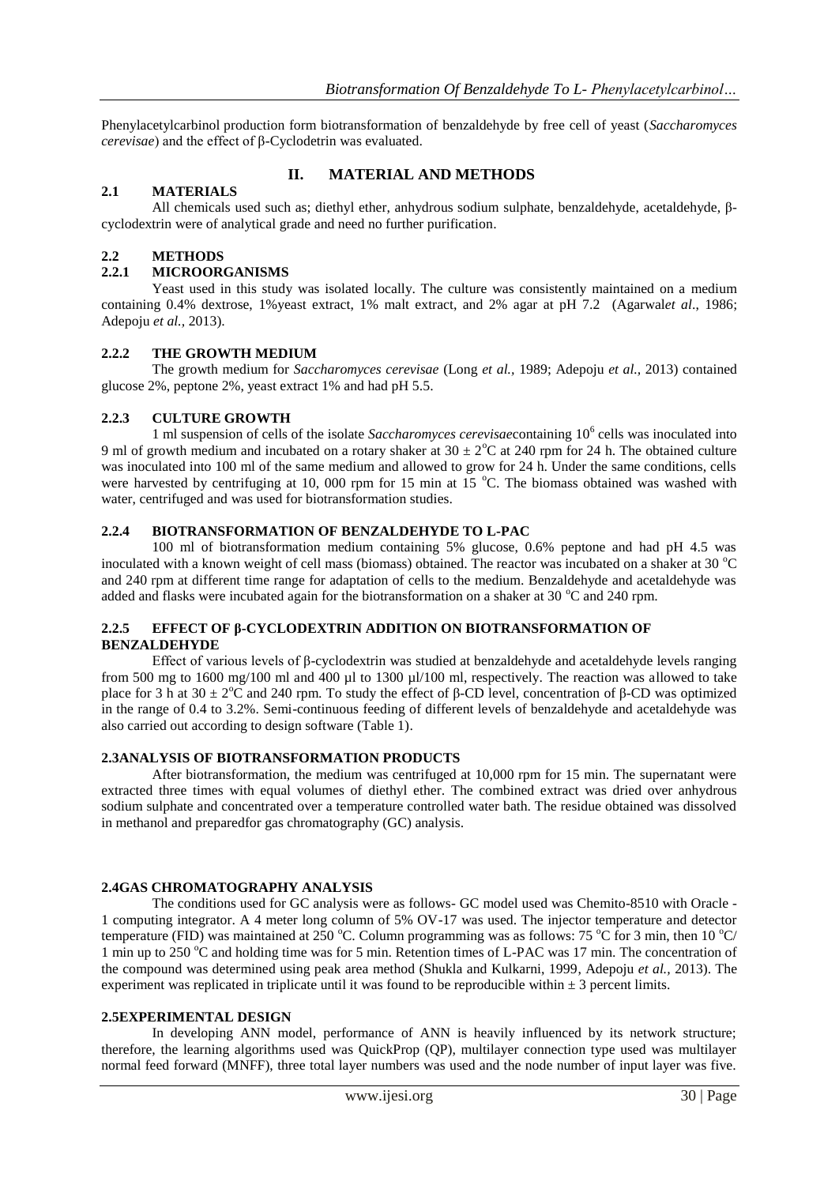Phenylacetylcarbinol production form biotransformation of benzaldehyde by free cell of yeast (*Saccharomyces cerevisae*) and the effect of β-Cyclodetrin was evaluated.

## II. MATERIAL AND METHODS

### 2.1 MATERIALS

All chemicals used such as; diethyl ether, anhydrous sodium sulphate, benzaldehyde, acetaldehyde, β-cyclodextrin were of analytical grade and need no further purification.

### 2.2 METHODS

#### 2.2.1 MICROORGANISMS

Yeast used in this study was isolated locally. The culture was consistently maintained on a medium containing 0.4% dextrose, 1%yeast extract, 1% malt extract, and 2% agar at pH 7.2 (Agarwal*et al*., 1986; Adepoju *et al.,* 2013).

#### 2.2.2 THE GROWTH MEDIUM

The growth medium for *Saccharomyces cerevisae* (Long *et al.,* 1989; Adepoju *et al.,* 2013) contained glucose 2%, peptone 2%, yeast extract 1% and had pH 5.5.

#### 2.2.3 CULTURE GROWTH

1 ml suspension of cells of the isolate *Saccharomyces cerevisae*containing $10^6$ cells was inoculated into 9 ml of growth medium and incubated on a rotary shaker at $30 \pm 2^oC$ at 240 rpm for 24 h. The obtained culture was inoculated into 100 ml of the same medium and allowed to grow for 24 h. Under the same conditions, cells were harvested by centrifuging at 10, 000 rpm for 15 min at 15 $^oC$. The biomass obtained was washed with water, centrifuged and was used for biotransformation studies.

#### 2.2.4 BIOTRANSFORMATION OF BENZALDEHYDE TO L-PAC

100 ml of biotransformation medium containing 5% glucose, 0.6% peptone and had pH 4.5 was inoculated with a known weight of cell mass (biomass) obtained. The reactor was incubated on a shaker at 30 $^oC$ and 240 rpm at different time range for adaptation of cells to the medium. Benzaldehyde and acetaldehyde was added and flasks were incubated again for the biotransformation on a shaker at 30 $^oC$ and 240 rpm.

#### 2.2.5 EFFECT OF β-CYCLODEXTRIN ADDITION ON BIOTRANSFORMATION OF BENZALDEHYDE

Effect of various levels of β-cyclodextrin was studied at benzaldehyde and acetaldehyde levels ranging from 500 mg to 1600 mg/100 ml and 400 µl to 1300 µl/100 ml, respectively. The reaction was allowed to take place for 3 h at $30 \pm 2^oC$ and 240 rpm. To study the effect of β-CD level, concentration of β-CD was optimized in the range of 0.4 to 3.2%. Semi-continuous feeding of different levels of benzaldehyde and acetaldehyde was also carried out according to design software (Table 1).

### 2.3 ANALYSIS OF BIOTRANSFORMATION PRODUCTS

After biotransformation, the medium was centrifuged at 10,000 rpm for 15 min. The supernatant were extracted three times with equal volumes of diethyl ether. The combined extract was dried over anhydrous sodium sulphate and concentrated over a temperature controlled water bath. The residue obtained was dissolved in methanol and preparedfor gas chromatography (GC) analysis.

### 2.4 GAS CHROMATOGRAPHY ANALYSIS

The conditions used for GC analysis were as follows- GC model used was Chemito-8510 with Oracle - 1 computing integrator. A 4 meter long column of 5% OV-17 was used. The injector temperature and detector temperature (FID) was maintained at 250 $^oC$. Column programming was as follows: 75 $^oC$ for 3 min, then 10 $^oC$/ 1 min up to 250 $^oC$ and holding time was for 5 min. Retention times of L-PAC was 17 min. The concentration of the compound was determined using peak area method (Shukla and Kulkarni, 1999, Adepoju *et al.,* 2013). The experiment was replicated in triplicate until it was found to be reproducible within ± 3 percent limits.

### 2.5 EXPERIMENTAL DESIGN

In developing ANN model, performance of ANN is heavily influenced by its network structure; therefore, the learning algorithms used was QuickProp (QP), multilayer connection type used was multilayer normal feed forward (MNFF), three total layer numbers was used and the node number of input layer was five.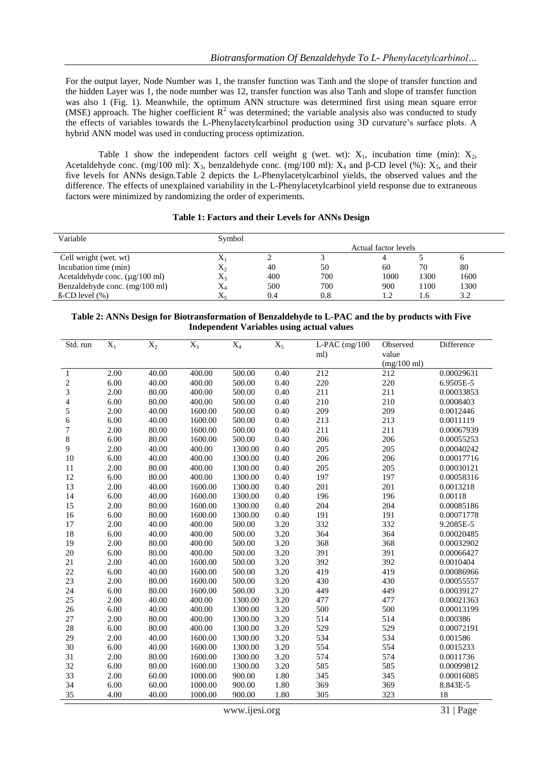For the output layer, Node Number was 1, the transfer function was Tanh and the slope of transfer function and the hidden Layer was 1, the node number was 12, transfer function was also Tanh and slope of transfer function was also 1 (Fig. 1). Meanwhile, the optimum ANN structure was determined first using mean square error (MSE) approach. The higher coefficient $R^2$ was determined; the variable analysis also was conducted to study the effects of variables towards the L-Phenylacetylcarbinol production using 3D curvature's surface plots. A hybrid ANN model was used in conducting process optimization.

Table 1 show the independent factors cell weight g (wet. wt): $X_1$, incubation time (min): $X_2$, Acetaldehyde conc. (mg/100 ml): $X_3$, benzaldehyde conc. (mg/100 ml): $X_4$ and β-CD level (%): $X_5$, and their five levels for ANNs design.Table 2 depicts the L-Phenylacetylcarbinol yields, the observed values and the difference. The effects of unexplained variability in the L-Phenylacetylcarbinol yield response due to extraneous factors were minimized by randomizing the order of experiments.

**Table 1: Factors and their Levels for ANNs Design**

| Variable | Symbol | Actual factor levels | | | | |
|---|---|---|---|---|---|---|
| Cell weight (wet. wt) | $X_1$ | 2 | 3 | 4 | 5 | 6 |
| Incubation time (min) | $X_2$ | 40 | 50 | 60 | 70 | 80 |
| Acetaldehyde conc. (µg/100 ml) | $X_3$ | 400 | 700 | 1000 | 1300 | 1600 |
| Benzaldehyde conc. (mg/100 ml) | $X_4$ | 500 | 700 | 900 | 1100 | 1300 |
| ß-CD level (%) | $X_5$ | 0.4 | 0.8 | 1.2 | 1.6 | 3.2 |

**Table 2: ANNs Design for Biotransformation of Benzaldehyde to L-PAC and the by products with Five Independent Variables using actual values**

| Std. run | $X_1$ | $X_2$ | $X_3$ | $X_4$ | $X_5$ | L-PAC (mg/100 ml) | Observed value (mg/100 ml) | Difference |
|---|---|---|---|---|---|---|---|---|
| 1 | 2.00 | 40.00 | 400.00 | 500.00 | 0.40 | 212 | 212 | 0.00029631 |
| 2 | 6.00 | 40.00 | 400.00 | 500.00 | 0.40 | 220 | 220 | 6.9505E-5 |
| 3 | 2.00 | 80.00 | 400.00 | 500.00 | 0.40 | 211 | 211 | 0.00033853 |
| 4 | 6.00 | 80.00 | 400.00 | 500.00 | 0.40 | 210 | 210 | 0.0008403 |
| 5 | 2.00 | 40.00 | 1600.00 | 500.00 | 0.40 | 209 | 209 | 0.0012446 |
| 6 | 6.00 | 40.00 | 1600.00 | 500.00 | 0.40 | 213 | 213 | 0.0011119 |
| 7 | 2.00 | 80.00 | 1600.00 | 500.00 | 0.40 | 211 | 211 | 0.00067939 |
| 8 | 6.00 | 80.00 | 1600.00 | 500.00 | 0.40 | 206 | 206 | 0.00055253 |
| 9 | 2.00 | 40.00 | 400.00 | 1300.00 | 0.40 | 205 | 205 | 0.00040242 |
| 10 | 6.00 | 40.00 | 400.00 | 1300.00 | 0.40 | 206 | 206 | 0.00017716 |
| 11 | 2.00 | 80.00 | 400.00 | 1300.00 | 0.40 | 205 | 205 | 0.00030121 |
| 12 | 6.00 | 80.00 | 400.00 | 1300.00 | 0.40 | 197 | 197 | 0.00058316 |
| 13 | 2.00 | 40.00 | 1600.00 | 1300.00 | 0.40 | 201 | 201 | 0.0013218 |
| 14 | 6.00 | 40.00 | 1600.00 | 1300.00 | 0.40 | 196 | 196 | 0.00118 |
| 15 | 2.00 | 80.00 | 1600.00 | 1300.00 | 0.40 | 204 | 204 | 0.00085186 |
| 16 | 6.00 | 80.00 | 1600.00 | 1300.00 | 0.40 | 191 | 191 | 0.00071778 |
| 17 | 2.00 | 40.00 | 400.00 | 500.00 | 3.20 | 332 | 332 | 9.2085E-5 |
| 18 | 6.00 | 40.00 | 400.00 | 500.00 | 3.20 | 364 | 364 | 0.00020485 |
| 19 | 2.00 | 80.00 | 400.00 | 500.00 | 3.20 | 368 | 368 | 0.00032902 |
| 20 | 6.00 | 80.00 | 400.00 | 500.00 | 3.20 | 391 | 391 | 0.00066427 |
| 21 | 2.00 | 40.00 | 1600.00 | 500.00 | 3.20 | 392 | 392 | 0.0010404 |
| 22 | 6.00 | 40.00 | 1600.00 | 500.00 | 3.20 | 419 | 419 | 0.00086966 |
| 23 | 2.00 | 80.00 | 1600.00 | 500.00 | 3.20 | 430 | 430 | 0.00055557 |
| 24 | 6.00 | 80.00 | 1600.00 | 500.00 | 3.20 | 449 | 449 | 0.00039127 |
| 25 | 2.00 | 40.00 | 400.00 | 1300.00 | 3.20 | 477 | 477 | 0.00021363 |
| 26 | 6.00 | 40.00 | 400.00 | 1300.00 | 3.20 | 500 | 500 | 0.00013199 |
| 27 | 2.00 | 80.00 | 400.00 | 1300.00 | 3.20 | 514 | 514 | 0.000386 |
| 28 | 6.00 | 80.00 | 400.00 | 1300.00 | 3.20 | 529 | 529 | 0.00072191 |
| 29 | 2.00 | 40.00 | 1600.00 | 1300.00 | 3.20 | 534 | 534 | 0.001586 |
| 30 | 6.00 | 40.00 | 1600.00 | 1300.00 | 3.20 | 554 | 554 | 0.0015233 |
| 31 | 2.00 | 80.00 | 1600.00 | 1300.00 | 3.20 | 574 | 574 | 0.0011736 |
| 32 | 6.00 | 80.00 | 1600.00 | 1300.00 | 3.20 | 585 | 585 | 0.00099812 |
| 33 | 2.00 | 60.00 | 1000.00 | 900.00 | 1.80 | 345 | 345 | 0.00016085 |
| 34 | 6.00 | 60.00 | 1000.00 | 900.00 | 1.80 | 369 | 369 | 8.843E-5 |
| 35 | 4.00 | 40.00 | 1000.00 | 900.00 | 1.80 | 305 | 323 | 18 |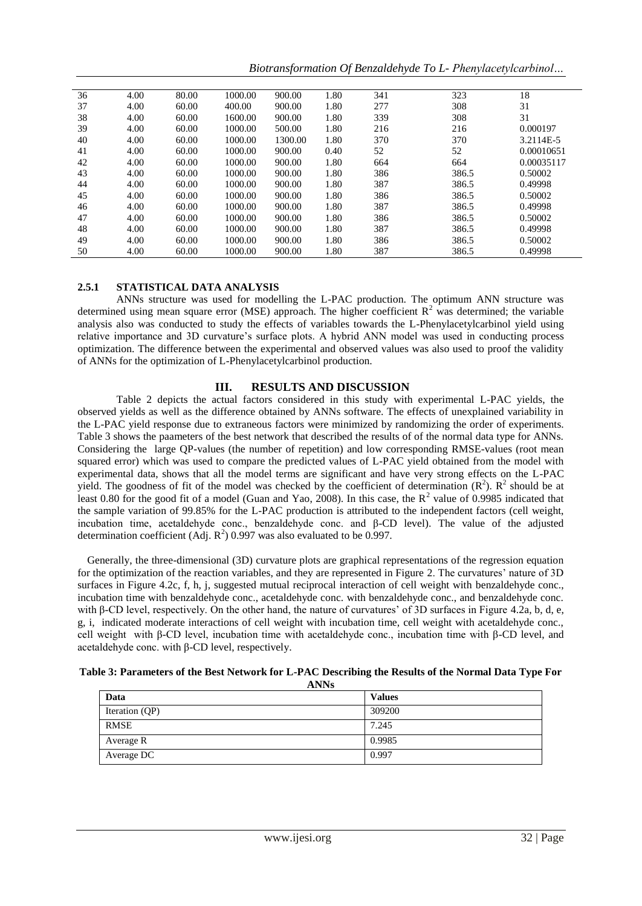| 36 | 4.00 | 80.00 | 1000.00 | 900.00 | 1.80 | 341 | 323 | 18 |
|---|---|---|---|---|---|---|---|---|
| 37 | 4.00 | 60.00 | 400.00 | 900.00 | 1.80 | 277 | 308 | 31 |
| 38 | 4.00 | 60.00 | 1600.00 | 900.00 | 1.80 | 339 | 308 | 31 |
| 39 | 4.00 | 60.00 | 1000.00 | 500.00 | 1.80 | 216 | 216 | 0.000197 |
| 40 | 4.00 | 60.00 | 1000.00 | 1300.00 | 1.80 | 370 | 370 | 3.2114E-5 |
| 41 | 4.00 | 60.00 | 1000.00 | 900.00 | 0.40 | 52 | 52 | 0.00010651 |
| 42 | 4.00 | 60.00 | 1000.00 | 900.00 | 1.80 | 664 | 664 | 0.00035117 |
| 43 | 4.00 | 60.00 | 1000.00 | 900.00 | 1.80 | 386 | 386.5 | 0.50002 |
| 44 | 4.00 | 60.00 | 1000.00 | 900.00 | 1.80 | 387 | 386.5 | 0.49998 |
| 45 | 4.00 | 60.00 | 1000.00 | 900.00 | 1.80 | 386 | 386.5 | 0.50002 |
| 46 | 4.00 | 60.00 | 1000.00 | 900.00 | 1.80 | 387 | 386.5 | 0.49998 |
| 47 | 4.00 | 60.00 | 1000.00 | 900.00 | 1.80 | 386 | 386.5 | 0.50002 |
| 48 | 4.00 | 60.00 | 1000.00 | 900.00 | 1.80 | 387 | 386.5 | 0.49998 |
| 49 | 4.00 | 60.00 | 1000.00 | 900.00 | 1.80 | 386 | 386.5 | 0.50002 |
| 50 | 4.00 | 60.00 | 1000.00 | 900.00 | 1.80 | 387 | 386.5 | 0.49998 |

### 2.5.1 STATISTICAL DATA ANALYSIS

ANNs structure was used for modelling the L-PAC production. The optimum ANN structure was determined using mean square error (MSE) approach. The higher coefficient $R^2$ was determined; the variable analysis also was conducted to study the effects of variables towards the L-Phenylacetylcarbinol yield using relative importance and 3D curvature's surface plots. A hybrid ANN model was used in conducting process optimization. The difference between the experimental and observed values was also used to proof the validity of ANNs for the optimization of L-Phenylacetylcarbinol production.

## III. RESULTS AND DISCUSSION

Table 2 depicts the actual factors considered in this study with experimental L-PAC yields, the observed yields as well as the difference obtained by ANNs software. The effects of unexplained variability in the L-PAC yield response due to extraneous factors were minimized by randomizing the order of experiments. Table 3 shows the paameters of the best network that described the results of of the normal data type for ANNs. Considering the large QP-values (the number of repetition) and low corresponding RMSE-values (root mean squared error) which was used to compare the predicted values of L-PAC yield obtained from the model with experimental data, shows that all the model terms are significant and have very strong effects on the L-PAC yield. The goodness of fit of the model was checked by the coefficient of determination ($R^2$). $R^2$ should be at least 0.80 for the good fit of a model (Guan and Yao, 2008). In this case, the $R^2$ value of 0.9985 indicated that the sample variation of 99.85% for the L-PAC production is attributed to the independent factors (cell weight, incubation time, acetaldehyde conc., benzaldehyde conc. and β-CD level). The value of the adjusted determination coefficient (Adj. $R^2$) 0.997 was also evaluated to be 0.997.

Generally, the three-dimensional (3D) curvature plots are graphical representations of the regression equation for the optimization of the reaction variables, and they are represented in Figure 2. The curvatures' nature of 3D surfaces in Figure 4.2c, f, h, j, suggested mutual reciprocal interaction of cell weight with benzaldehyde conc., incubation time with benzaldehyde conc., acetaldehyde conc. with benzaldehyde conc., and benzaldehyde conc. with β-CD level, respectively. On the other hand, the nature of curvatures' of 3D surfaces in Figure 4.2a, b, d, e, g, i, indicated moderate interactions of cell weight with incubation time, cell weight with acetaldehyde conc., cell weight with β-CD level, incubation time with acetaldehyde conc., incubation time with β-CD level, and acetaldehyde conc. with β-CD level, respectively.

**Table 3: Parameters of the Best Network for L-PAC Describing the Results of the Normal Data Type For ANNs**

| Data | Values |
|---|---|
| Iteration (QP) | 309200 |
| RMSE | 7.245 |
| Average R | 0.9985 |
| Average DC | 0.997 |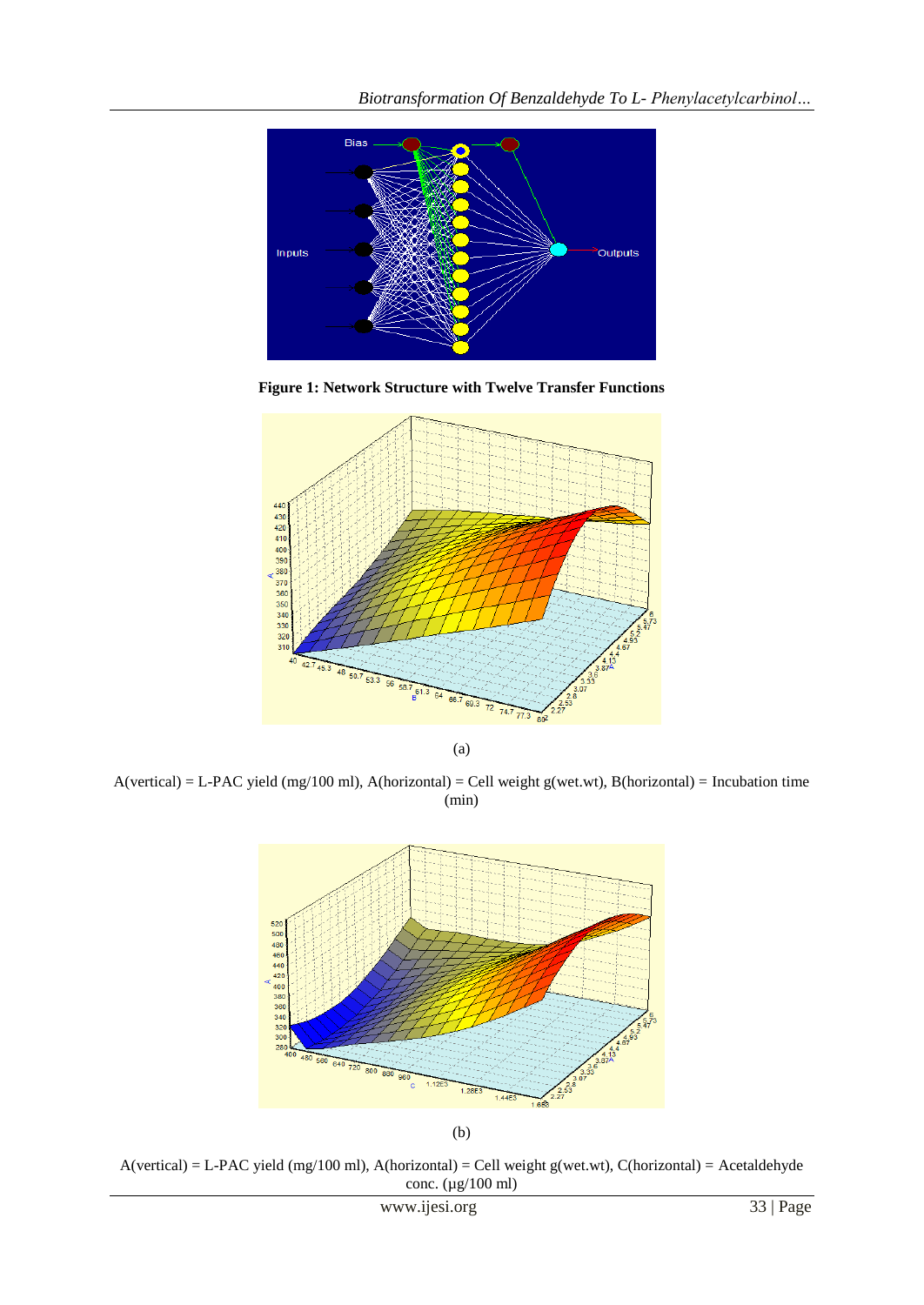**Figure 1: Network Structure with Twelve Transfer Functions**

(a)

A(vertical) = L-PAC yield (mg/100 ml), A(horizontal) = Cell weight g(wet.wt), B(horizontal) = Incubation time (min)

(b)

A(vertical) = L-PAC yield (mg/100 ml), A(horizontal) = Cell weight g(wet.wt), C(horizontal) = Acetaldehyde conc. (µg/100 ml)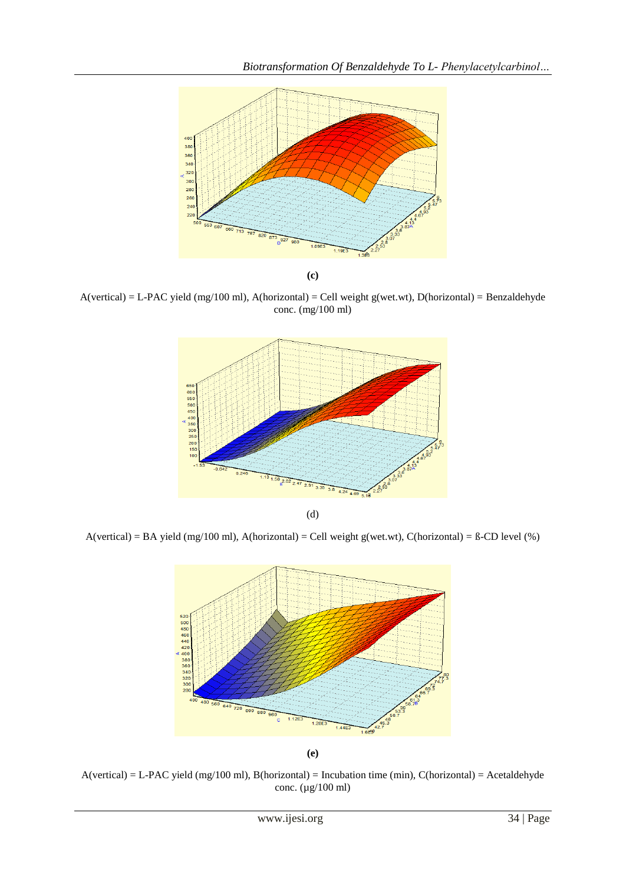**(c)**

A(vertical) = L-PAC yield (mg/100 ml), A(horizontal) = Cell weight g(wet.wt), D(horizontal) = Benzaldehyde conc. (mg/100 ml)

(d)

A(vertical) = BA yield (mg/100 ml), A(horizontal) = Cell weight g(wet.wt), C(horizontal) = ß-CD level (%)

**(e)**

A(vertical) = L-PAC yield (mg/100 ml), B(horizontal) = Incubation time (min), C(horizontal) = Acetaldehyde conc. (µg/100 ml)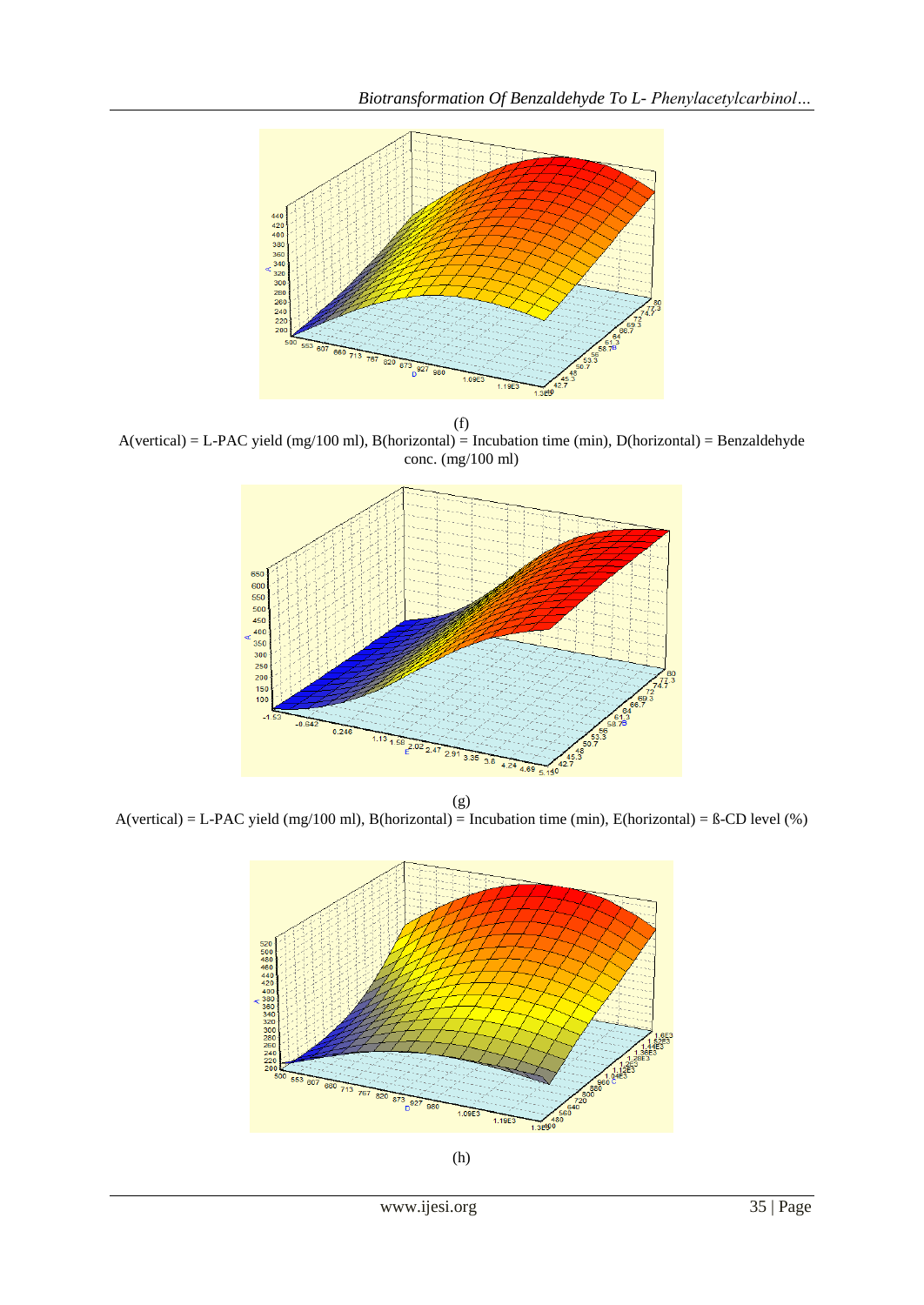(f)

A(vertical) = L-PAC yield (mg/100 ml), B(horizontal) = Incubation time (min), D(horizontal) = Benzaldehyde conc. (mg/100 ml)

(g)

A(vertical) = L-PAC yield (mg/100 ml), B(horizontal) = Incubation time (min), E(horizontal) = ß-CD level (%)

(h)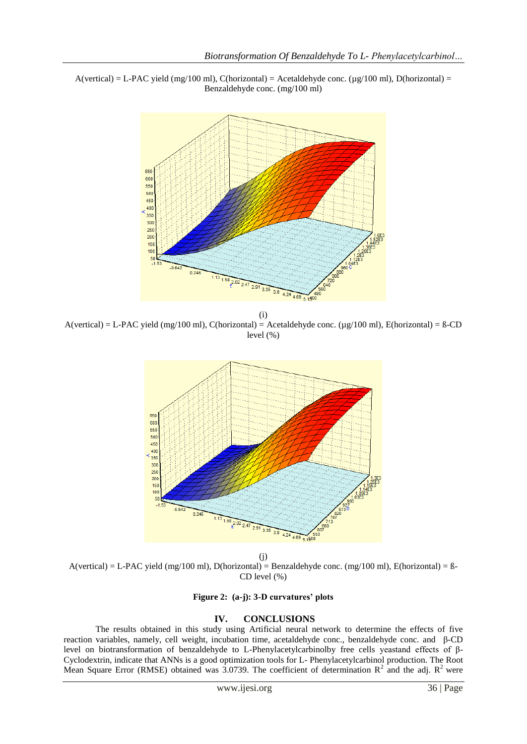A(vertical) = L-PAC yield (mg/100 ml), C(horizontal) = Acetaldehyde conc. (µg/100 ml), D(horizontal) = Benzaldehyde conc. (mg/100 ml)

(i)

A(vertical) = L-PAC yield (mg/100 ml), C(horizontal) = Acetaldehyde conc. (µg/100 ml), E(horizontal) = ß-CD level (%)

(j)

A(vertical) = L-PAC yield (mg/100 ml), D(horizontal) = Benzaldehyde conc. (mg/100 ml), E(horizontal) = ß-CD level (%)

**Figure 2: (a-j): 3-D curvatures' plots**

## IV. CONCLUSIONS

The results obtained in this study using Artificial neural network to determine the effects of five reaction variables, namely, cell weight, incubation time, acetaldehyde conc., benzaldehyde conc. and β-CD level on biotransformation of benzaldehyde to L-Phenylacetylcarbinolby free cells yeastand effects of β-Cyclodextrin, indicate that ANNs is a good optimization tools for L- Phenylacetylcarbinol production. The Root Mean Square Error (RMSE) obtained was 3.0739. The coefficient of determination $R^2$ and the adj. $R^2$ were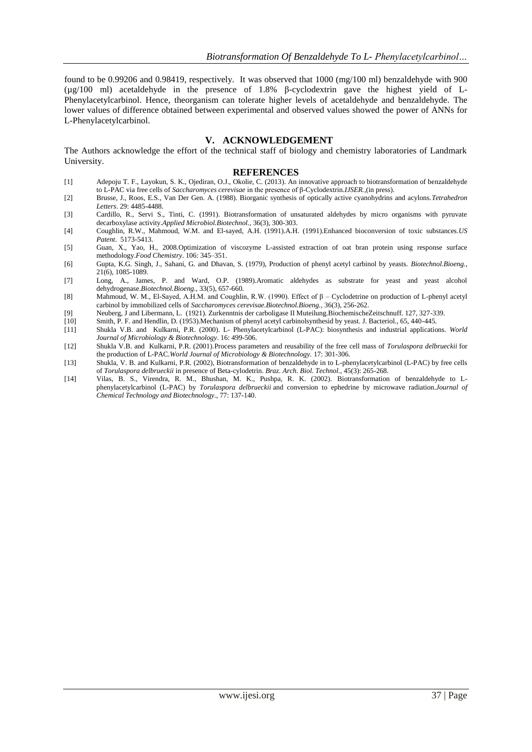found to be 0.99206 and 0.98419, respectively. It was observed that 1000 (mg/100 ml) benzaldehyde with 900 (µg/100 ml) acetaldehyde in the presence of 1.8% β-cyclodextrin gave the highest yield of L-Phenylacetylcarbinol. Hence, theorganism can tolerate higher levels of acetaldehyde and benzaldehyde. The lower values of difference obtained between experimental and observed values showed the power of ANNs for L-Phenylacetylcarbinol.

## V. ACKNOWLEDGEMENT

The Authors acknowledge the effort of the technical staff of biology and chemistry laboratories of Landmark University.

## REFERENCES

[1] Adepoju T. F., Layokun, S. K., Ojediran, O.J., Okolie, C. (2013). An innovative approach to biotransformation of benzaldehyde to L-PAC via free cells of *Saccharomyces cerevisae* in the presence of β-Cyclodextrin.*IJSER.*,(in press).

[2] Brusse, J., Roos, E.S., Van Der Gen. A. (1988). Biorganic synthesis of optically active cyanohydrins and acylons.*Tetrahedron Letters*. 29: 4485-4488.

[3] Cardillo, R., Servi S., Tinti, C. (1991). Biotransformation of unsaturated aldehydes by micro organisms with pyruvate decarboxylase activity.*Applied Microbiol.Biotechnol.*, 36(3), 300-303.

[4] Coughlin, R.W., Mahmoud, W.M. and El-sayed, A.H. (1991).A.H. (1991).Enhanced bioconversion of toxic substances.*US Patent*. 5173-5413.

[5] Guan, X., Yao, H., 2008.Optimization of viscozyme L-assisted extraction of oat bran protein using response surface methodology.*Food Chemistry*. 106: 345–351.

[6] Gupta, K.G. Singh, J., Sahani, G. and Dhavan, S. (1979), Production of phenyl acetyl carbinol by yeasts. *Biotechnol.Bioeng.*, 21(6), 1085-1089.

[7] Long, A., James, P. and Ward, O.P. (1989).Aromatic aldehydes as substrate for yeast and yeast alcohol dehydrogenase.*Biotechnol.Bioeng.*, 33(5), 657-660.

[8] Mahmoud, W. M., El-Sayed, A.H.M. and Coughlin, R.W. (1990). Effect of β – Cyclodetrine on production of L-phenyl acetyl carbinol by immobilized cells of *Saccharomyces cerevisae.Biotechnol.Bioeng.*, 36(3), 256-262.

[9] Neuberg, J and Libermann, L. (1921). Zurkenntnis der carboligase II Muteilung.BiochemischeZeitschnuff. 127, 327-339.

[10] Smith, P. F. and Hendlin, D. (1953).Mechanism of phenyl acetyl carbinolsynthesid by yeast. J. Bacteriol., 65, 440-445.

[11] Shukla V.B. and Kulkarni, P.R. (2000). L- Phenylacetylcarbinol (L-PAC): biosynthesis and industrial applications. *World Journal of Microbiology & Biotechnology*. 16: 499-506.

[12] Shukla V.B. and Kulkarni, P.R. (2001).Process parameters and reusability of the free cell mass of *Torulaspora delbrueckii* for the production of L-PAC.*World Journal of Microbiology & Biotechnology.* 17: 301-306.

[13] Shukla, V. B. and Kulkarni, P.R. (2002), Biotransformation of benzaldehyde in to L-phenylacetylcarbinol (L-PAC) by free cells of *Torulaspora delbrueckii* in presence of Beta-cylodetrin. *Braz. Arch. Biol. Technol.*, 45(3): 265-268.

[14] Vilas, B. S., Virendra, R. M., Bhushan, M. K., Pushpa, R. K. (2002). Biotransformation of benzaldehyde to L-phenylacetylcarbinol (L-PAC) by *Torulaspora delbrueckii* and conversion to ephedrine by microwave radiation.*Journal of Chemical Technology and Biotechnology.*, 77: 137-140.